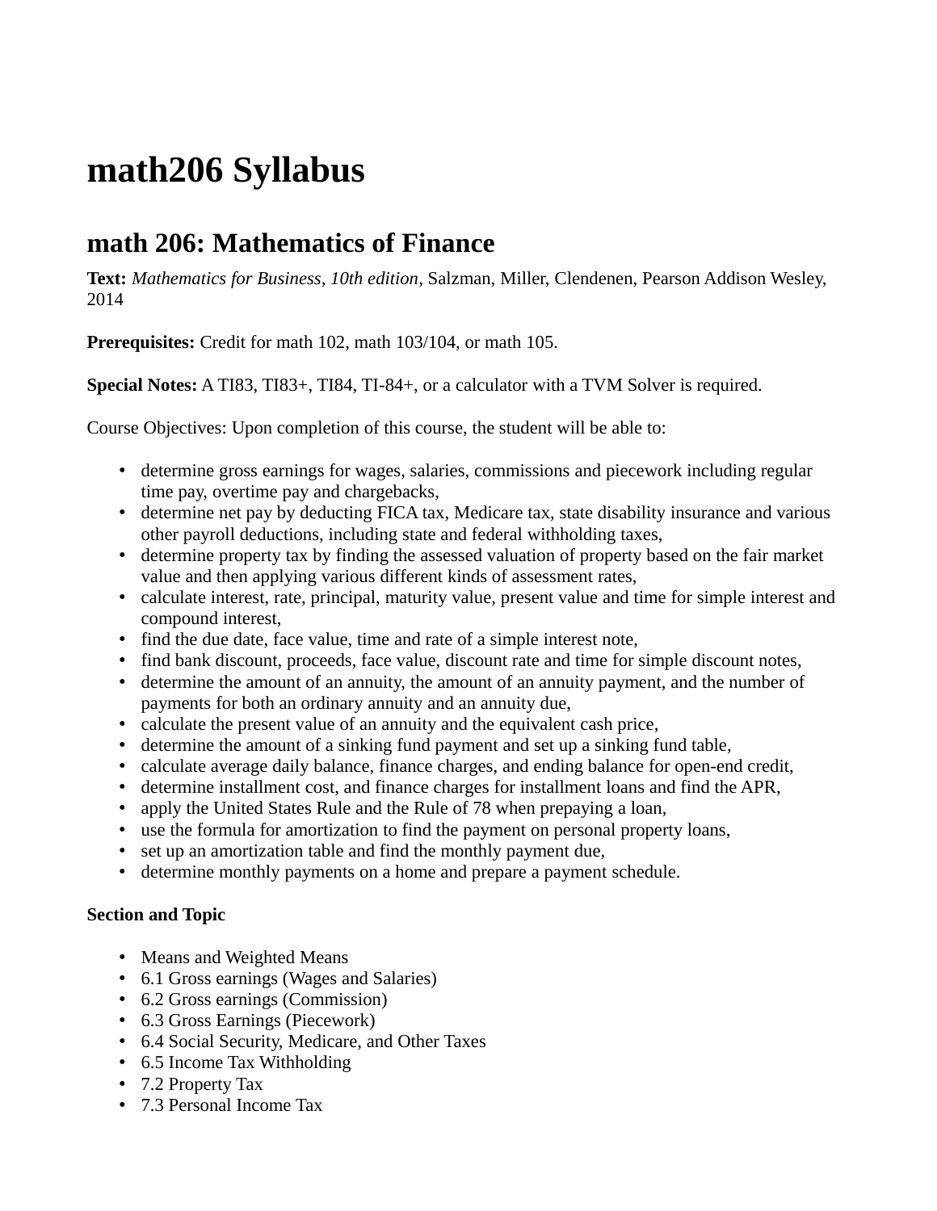# math206 Syllabus

## math 206: Mathematics of Finance

**Text:** *Mathematics for Business, 10th edition*, Salzman, Miller, Clendenen, Pearson Addison Wesley, 2014

**Prerequisites:** Credit for math 102, math 103/104, or math 105.

**Special Notes:** A TI83, TI83+, TI84, TI-84+, or a calculator with a TVM Solver is required.

Course Objectives: Upon completion of this course, the student will be able to:

- determine gross earnings for wages, salaries, commissions and piecework including regular time pay, overtime pay and chargebacks,
- determine net pay by deducting FICA tax, Medicare tax, state disability insurance and various other payroll deductions, including state and federal withholding taxes,
- determine property tax by finding the assessed valuation of property based on the fair market value and then applying various different kinds of assessment rates,
- calculate interest, rate, principal, maturity value, present value and time for simple interest and compound interest,
- find the due date, face value, time and rate of a simple interest note,
- find bank discount, proceeds, face value, discount rate and time for simple discount notes,
- determine the amount of an annuity, the amount of an annuity payment, and the number of payments for both an ordinary annuity and an annuity due,
- calculate the present value of an annuity and the equivalent cash price,
- determine the amount of a sinking fund payment and set up a sinking fund table,
- calculate average daily balance, finance charges, and ending balance for open-end credit,
- determine installment cost, and finance charges for installment loans and find the APR,
- apply the United States Rule and the Rule of 78 when prepaying a loan,
- use the formula for amortization to find the payment on personal property loans,
- set up an amortization table and find the monthly payment due,
- determine monthly payments on a home and prepare a payment schedule.

**Section and Topic**

- Means and Weighted Means
- 6.1 Gross earnings (Wages and Salaries)
- 6.2 Gross earnings (Commission)
- 6.3 Gross Earnings (Piecework)
- 6.4 Social Security, Medicare, and Other Taxes
- 6.5 Income Tax Withholding
- 7.2 Property Tax
- 7.3 Personal Income Tax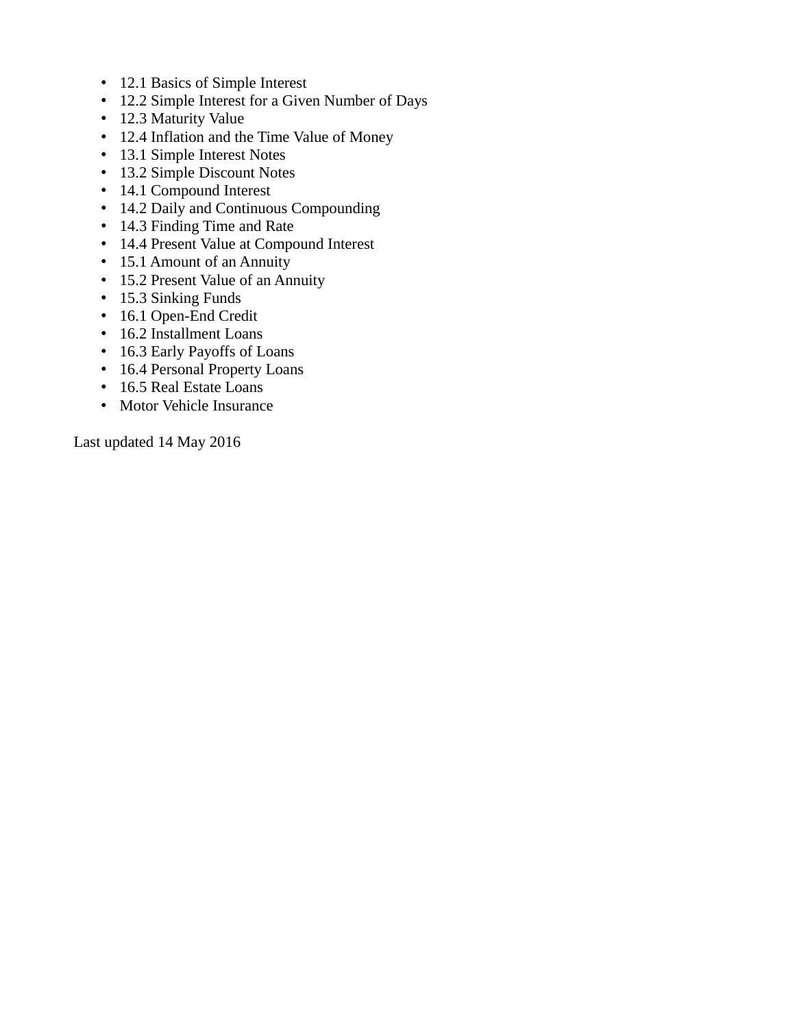- 12.1 Basics of Simple Interest
- 12.2 Simple Interest for a Given Number of Days
- 12.3 Maturity Value
- 12.4 Inflation and the Time Value of Money
- 13.1 Simple Interest Notes
- 13.2 Simple Discount Notes
- 14.1 Compound Interest
- 14.2 Daily and Continuous Compounding
- 14.3 Finding Time and Rate
- 14.4 Present Value at Compound Interest
- 15.1 Amount of an Annuity
- 15.2 Present Value of an Annuity
- 15.3 Sinking Funds
- 16.1 Open-End Credit
- 16.2 Installment Loans
- 16.3 Early Payoffs of Loans
- 16.4 Personal Property Loans
- 16.5 Real Estate Loans
- Motor Vehicle Insurance

Last updated 14 May 2016